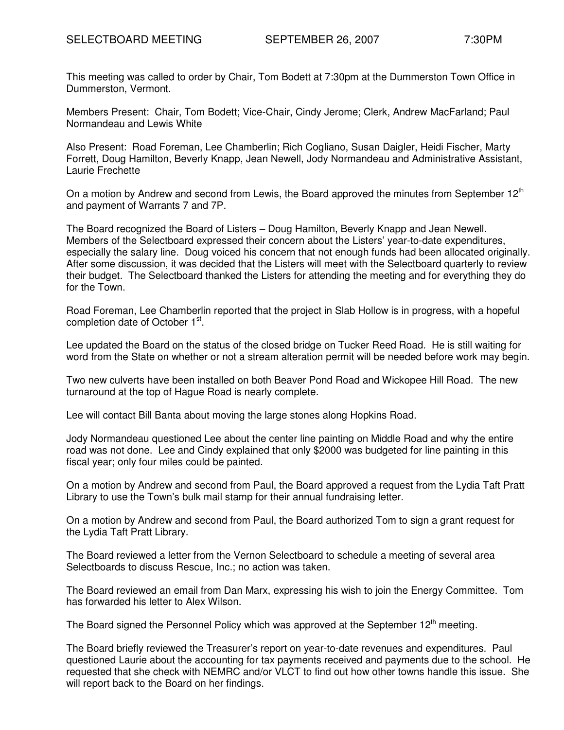# SELECTBOARD MEETING SEPTEMBER 26, 2007 7:30PM

This meeting was called to order by Chair, Tom Bodett at 7:30pm at the Dummerston Town Office in Dummerston, Vermont.

Members Present: Chair, Tom Bodett; Vice-Chair, Cindy Jerome; Clerk, Andrew MacFarland; Paul Normandeau and Lewis White

Also Present: Road Foreman, Lee Chamberlin; Rich Cogliano, Susan Daigler, Heidi Fischer, Marty Forrett, Doug Hamilton, Beverly Knapp, Jean Newell, Jody Normandeau and Administrative Assistant, Laurie Frechette

On a motion by Andrew and second from Lewis, the Board approved the minutes from September 12th and payment of Warrants 7 and 7P.

The Board recognized the Board of Listers – Doug Hamilton, Beverly Knapp and Jean Newell. Members of the Selectboard expressed their concern about the Listers' year-to-date expenditures, especially the salary line. Doug voiced his concern that not enough funds had been allocated originally. After some discussion, it was decided that the Listers will meet with the Selectboard quarterly to review their budget. The Selectboard thanked the Listers for attending the meeting and for everything they do for the Town.

Road Foreman, Lee Chamberlin reported that the project in Slab Hollow is in progress, with a hopeful completion date of October 1st.

Lee updated the Board on the status of the closed bridge on Tucker Reed Road. He is still waiting for word from the State on whether or not a stream alteration permit will be needed before work may begin.

Two new culverts have been installed on both Beaver Pond Road and Wickopee Hill Road. The new turnaround at the top of Hague Road is nearly complete.

Lee will contact Bill Banta about moving the large stones along Hopkins Road.

Jody Normandeau questioned Lee about the center line painting on Middle Road and why the entire road was not done. Lee and Cindy explained that only $2000 was budgeted for line painting in this fiscal year; only four miles could be painted.

On a motion by Andrew and second from Paul, the Board approved a request from the Lydia Taft Pratt Library to use the Town's bulk mail stamp for their annual fundraising letter.

On a motion by Andrew and second from Paul, the Board authorized Tom to sign a grant request for the Lydia Taft Pratt Library.

The Board reviewed a letter from the Vernon Selectboard to schedule a meeting of several area Selectboards to discuss Rescue, Inc.; no action was taken.

The Board reviewed an email from Dan Marx, expressing his wish to join the Energy Committee. Tom has forwarded his letter to Alex Wilson.

The Board signed the Personnel Policy which was approved at the September 12th meeting.

The Board briefly reviewed the Treasurer's report on year-to-date revenues and expenditures. Paul questioned Laurie about the accounting for tax payments received and payments due to the school. He requested that she check with NEMRC and/or VLCT to find out how other towns handle this issue. She will report back to the Board on her findings.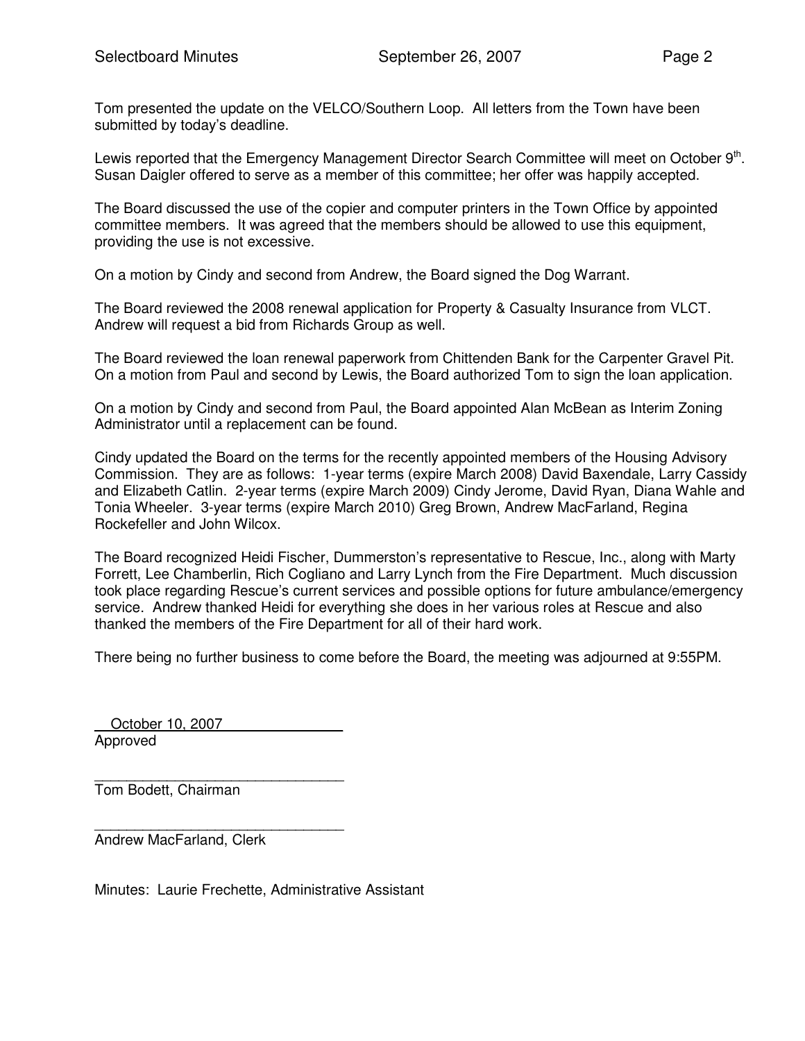Tom presented the update on the VELCO/Southern Loop. All letters from the Town have been submitted by today's deadline.

Lewis reported that the Emergency Management Director Search Committee will meet on October 9th. Susan Daigler offered to serve as a member of this committee; her offer was happily accepted.

The Board discussed the use of the copier and computer printers in the Town Office by appointed committee members. It was agreed that the members should be allowed to use this equipment, providing the use is not excessive.

On a motion by Cindy and second from Andrew, the Board signed the Dog Warrant.

The Board reviewed the 2008 renewal application for Property & Casualty Insurance from VLCT. Andrew will request a bid from Richards Group as well.

The Board reviewed the loan renewal paperwork from Chittenden Bank for the Carpenter Gravel Pit. On a motion from Paul and second by Lewis, the Board authorized Tom to sign the loan application.

On a motion by Cindy and second from Paul, the Board appointed Alan McBean as Interim Zoning Administrator until a replacement can be found.

Cindy updated the Board on the terms for the recently appointed members of the Housing Advisory Commission. They are as follows: 1-year terms (expire March 2008) David Baxendale, Larry Cassidy and Elizabeth Catlin. 2-year terms (expire March 2009) Cindy Jerome, David Ryan, Diana Wahle and Tonia Wheeler. 3-year terms (expire March 2010) Greg Brown, Andrew MacFarland, Regina Rockefeller and John Wilcox.

The Board recognized Heidi Fischer, Dummerston's representative to Rescue, Inc., along with Marty Forrett, Lee Chamberlin, Rich Cogliano and Larry Lynch from the Fire Department. Much discussion took place regarding Rescue's current services and possible options for future ambulance/emergency service. Andrew thanked Heidi for everything she does in her various roles at Rescue and also thanked the members of the Fire Department for all of their hard work.

There being no further business to come before the Board, the meeting was adjourned at 9:55PM.

October 10, 2007
Approved

_______________________________
Tom Bodett, Chairman

_______________________________
Andrew MacFarland, Clerk

Minutes: Laurie Frechette, Administrative Assistant